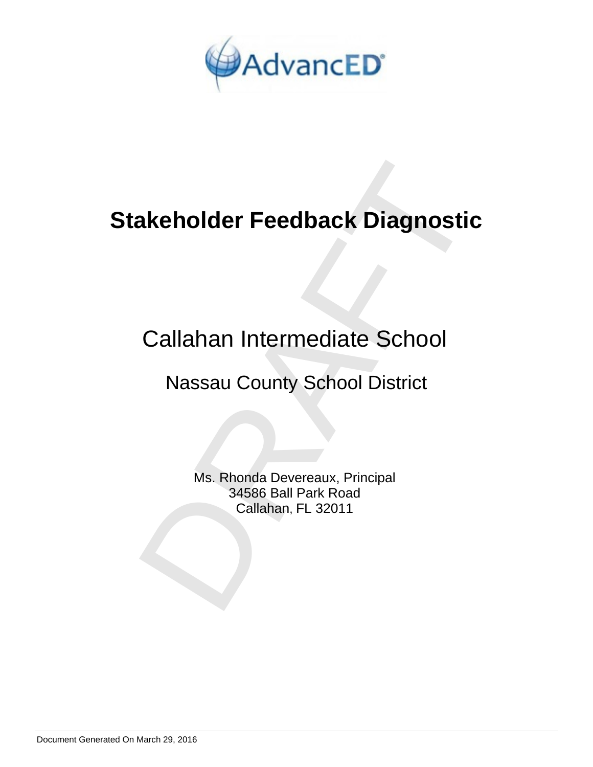# Stakeholder Feedback Diagnostic

## Callahan Intermediate School

### Nassau County School District

Ms. Rhonda Devereaux, Principal
34586 Ball Park Road
Callahan, FL 32011

Document Generated On March 29, 2016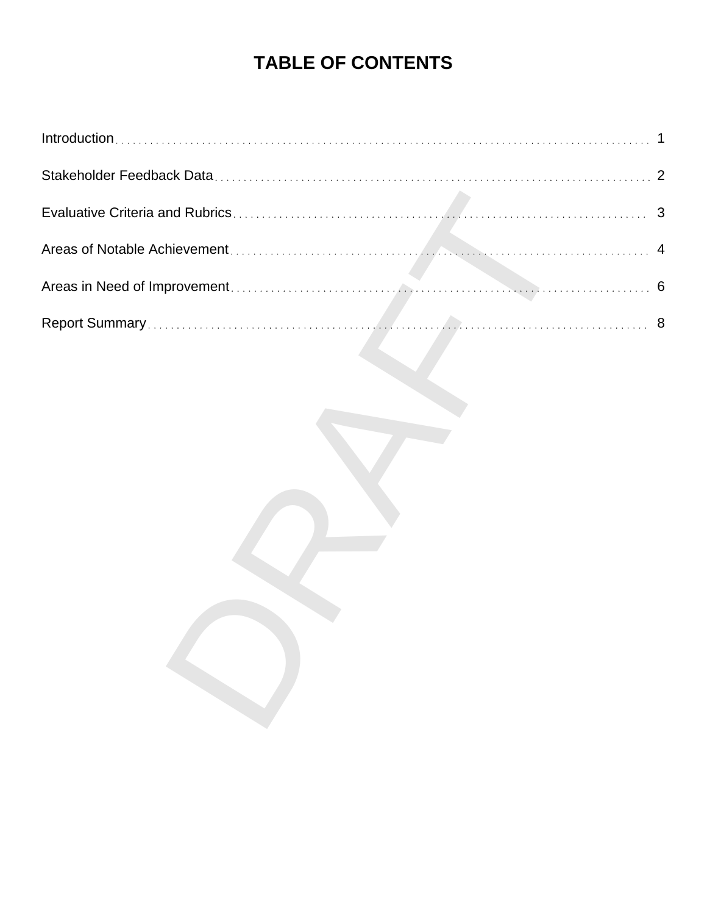# TABLE OF CONTENTS

| Section | Page |
| --- | --- |
| Introduction | 1 |
| Stakeholder Feedback Data | 2 |
| Evaluative Criteria and Rubrics | 3 |
| Areas of Notable Achievement | 4 |
| Areas in Need of Improvement | 6 |
| Report Summary | 8 |

DRAFT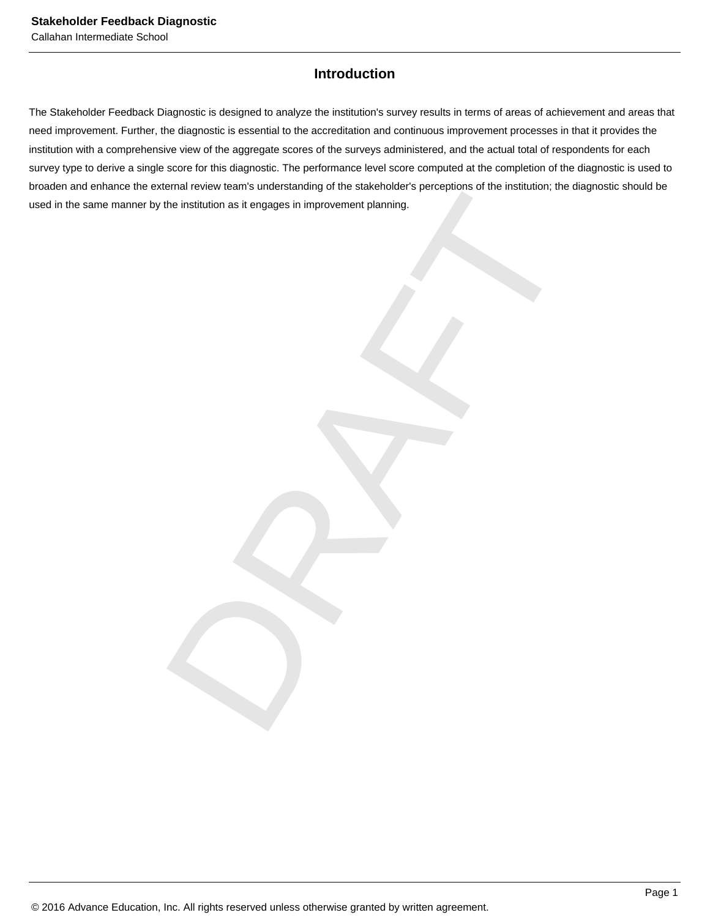## Introduction

The Stakeholder Feedback Diagnostic is designed to analyze the institution's survey results in terms of areas of achievement and areas that need improvement. Further, the diagnostic is essential to the accreditation and continuous improvement processes in that it provides the institution with a comprehensive view of the aggregate scores of the surveys administered, and the actual total of respondents for each survey type to derive a single score for this diagnostic. The performance level score computed at the completion of the diagnostic is used to broaden and enhance the external review team's understanding of the stakeholder's perceptions of the institution; the diagnostic should be used in the same manner by the institution as it engages in improvement planning.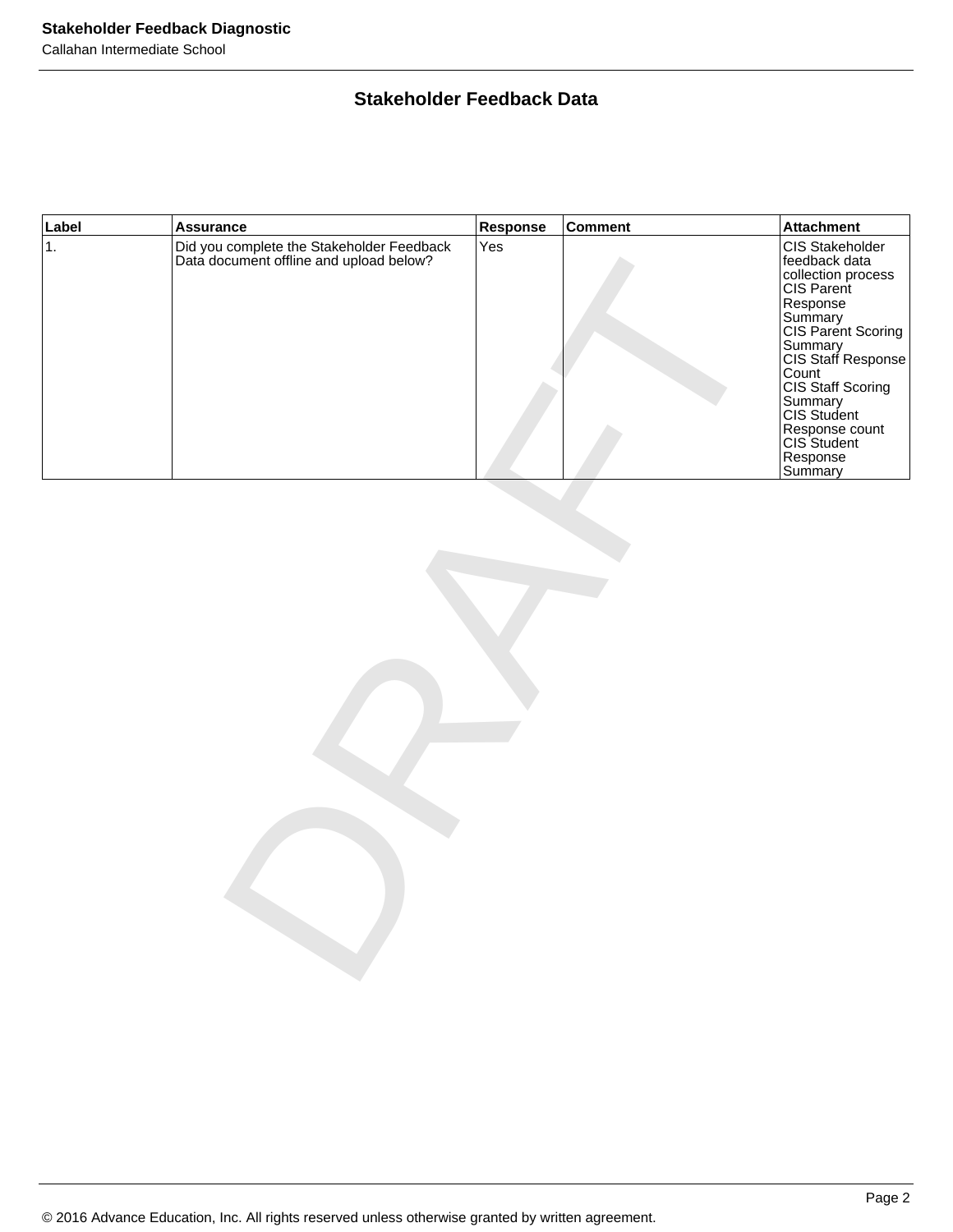## Stakeholder Feedback Data

| Label | Assurance | Response | Comment | Attachment |
|---|---|---|---|---|
| 1. | Did you complete the Stakeholder Feedback Data document offline and upload below? | Yes | | CIS Stakeholder feedback data collection process<br>CIS Parent Response Summary<br>CIS Parent Scoring Summary<br>CIS Staff Response Count<br>CIS Staff Scoring Summary<br>CIS Student Response count<br>CIS Student Response Summary |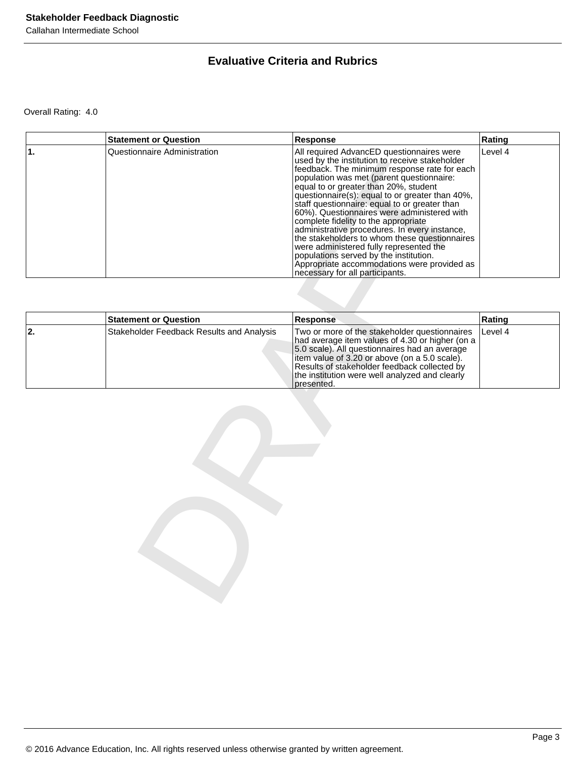## Evaluative Criteria and Rubrics

Overall Rating: 4.0

| | Statement or Question | Response | Rating |
|---|---|---|---|
| 1. | Questionnaire Administration | All required AdvancED questionnaires were used by the institution to receive stakeholder feedback. The minimum response rate for each population was met (parent questionnaire: equal to or greater than 20%, student questionnaire(s): equal to or greater than 40%, staff questionnaire: equal to or greater than 60%). Questionnaires were administered with complete fidelity to the appropriate administrative procedures. In every instance, the stakeholders to whom these questionnaires were administered fully represented the populations served by the institution. Appropriate accommodations were provided as necessary for all participants. | Level 4 |

| | Statement or Question | Response | Rating |
|---|---|---|---|
| 2. | Stakeholder Feedback Results and Analysis | Two or more of the stakeholder questionnaires had average item values of 4.30 or higher (on a 5.0 scale). All questionnaires had an average item value of 3.20 or above (on a 5.0 scale). Results of stakeholder feedback collected by the institution were well analyzed and clearly presented. | Level 4 |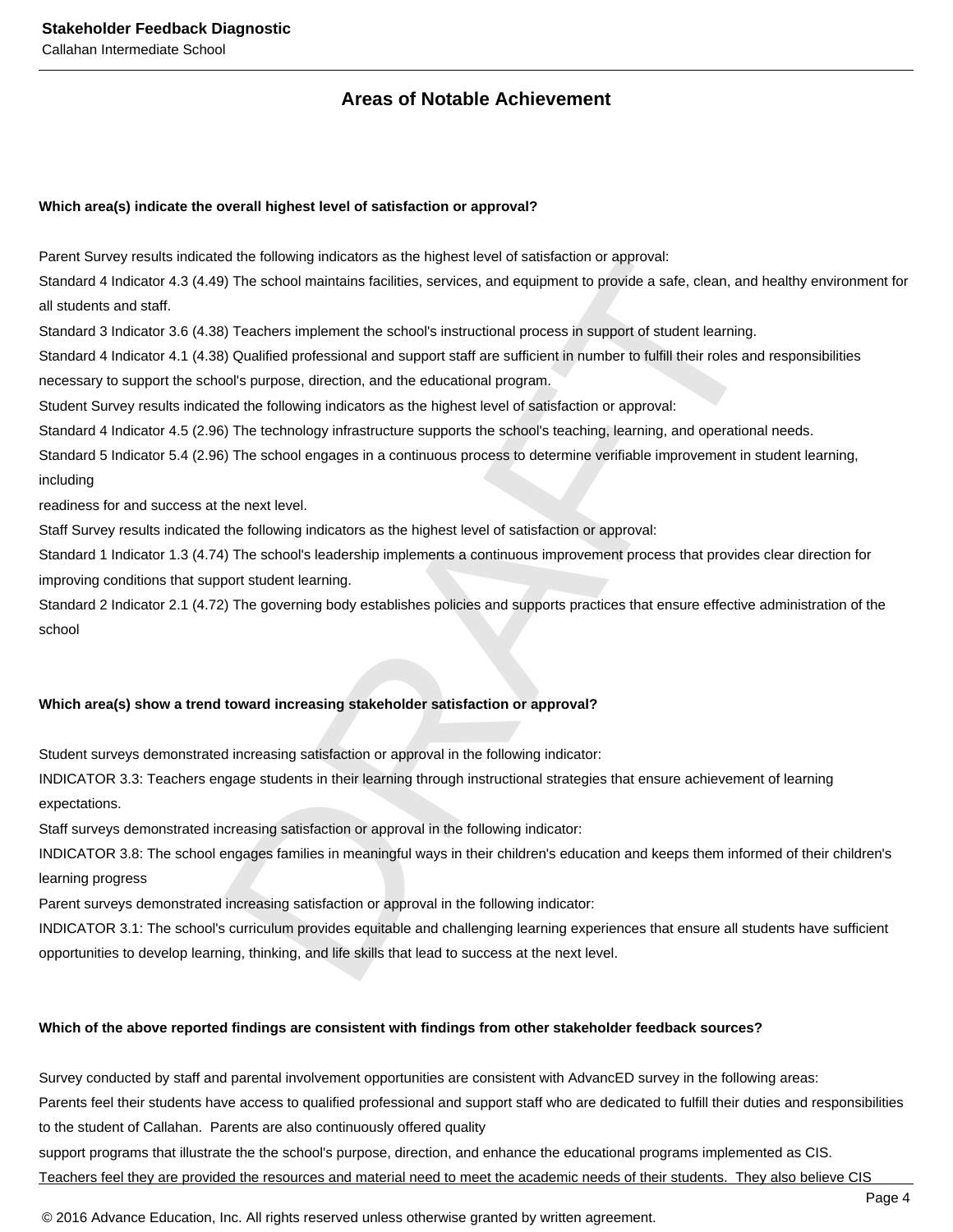## Areas of Notable Achievement

**Which area(s) indicate the overall highest level of satisfaction or approval?**

Parent Survey results indicated the following indicators as the highest level of satisfaction or approval:
Standard 4 Indicator 4.3 (4.49) The school maintains facilities, services, and equipment to provide a safe, clean, and healthy environment for all students and staff.
Standard 3 Indicator 3.6 (4.38) Teachers implement the school's instructional process in support of student learning.
Standard 4 Indicator 4.1 (4.38) Qualified professional and support staff are sufficient in number to fulfill their roles and responsibilities necessary to support the school's purpose, direction, and the educational program.
Student Survey results indicated the following indicators as the highest level of satisfaction or approval:
Standard 4 Indicator 4.5 (2.96) The technology infrastructure supports the school's teaching, learning, and operational needs.
Standard 5 Indicator 5.4 (2.96) The school engages in a continuous process to determine verifiable improvement in student learning, including
readiness for and success at the next level.
Staff Survey results indicated the following indicators as the highest level of satisfaction or approval:
Standard 1 Indicator 1.3 (4.74) The school's leadership implements a continuous improvement process that provides clear direction for improving conditions that support student learning.
Standard 2 Indicator 2.1 (4.72) The governing body establishes policies and supports practices that ensure effective administration of the school

**Which area(s) show a trend toward increasing stakeholder satisfaction or approval?**

Student surveys demonstrated increasing satisfaction or approval in the following indicator:
INDICATOR 3.3: Teachers engage students in their learning through instructional strategies that ensure achievement of learning expectations.
Staff surveys demonstrated increasing satisfaction or approval in the following indicator:
INDICATOR 3.8: The school engages families in meaningful ways in their children's education and keeps them informed of their children's learning progress
Parent surveys demonstrated increasing satisfaction or approval in the following indicator:
INDICATOR 3.1: The school's curriculum provides equitable and challenging learning experiences that ensure all students have sufficient opportunities to develop learning, thinking, and life skills that lead to success at the next level.

**Which of the above reported findings are consistent with findings from other stakeholder feedback sources?**

Survey conducted by staff and parental involvement opportunities are consistent with AdvancED survey in the following areas:
Parents feel their students have access to qualified professional and support staff who are dedicated to fulfill their duties and responsibilities to the student of Callahan. Parents are also continuously offered quality
support programs that illustrate the the school's purpose, direction, and enhance the educational programs implemented as CIS.
Teachers feel they are provided the resources and material need to meet the academic needs of their students. They also believe CIS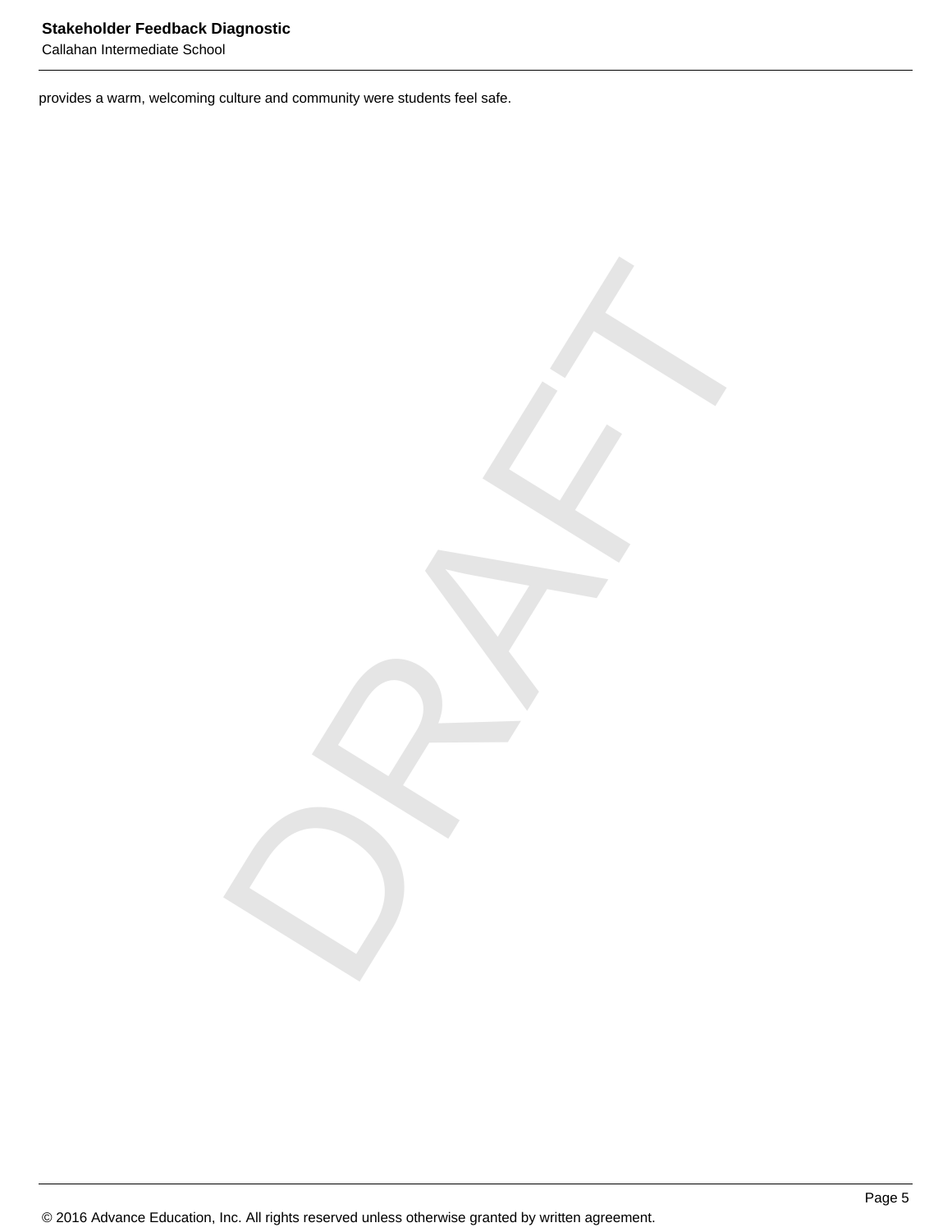provides a warm, welcoming culture and community were students feel safe.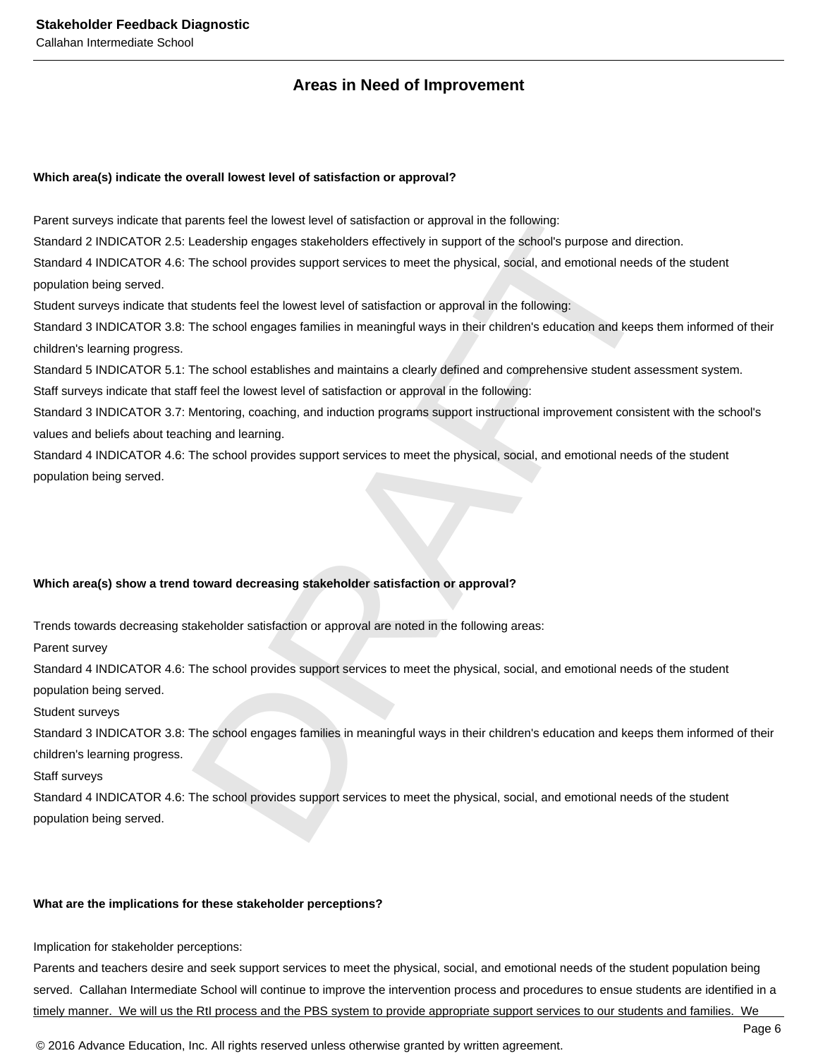## Areas in Need of Improvement

**Which area(s) indicate the overall lowest level of satisfaction or approval?**

Parent surveys indicate that parents feel the lowest level of satisfaction or approval in the following:
Standard 2 INDICATOR 2.5: Leadership engages stakeholders effectively in support of the school's purpose and direction.
Standard 4 INDICATOR 4.6: The school provides support services to meet the physical, social, and emotional needs of the student population being served.
Student surveys indicate that students feel the lowest level of satisfaction or approval in the following:
Standard 3 INDICATOR 3.8: The school engages families in meaningful ways in their children's education and keeps them informed of their children's learning progress.
Standard 5 INDICATOR 5.1: The school establishes and maintains a clearly defined and comprehensive student assessment system.
Staff surveys indicate that staff feel the lowest level of satisfaction or approval in the following:
Standard 3 INDICATOR 3.7: Mentoring, coaching, and induction programs support instructional improvement consistent with the school's values and beliefs about teaching and learning.
Standard 4 INDICATOR 4.6: The school provides support services to meet the physical, social, and emotional needs of the student population being served.

**Which area(s) show a trend toward decreasing stakeholder satisfaction or approval?**

Trends towards decreasing stakeholder satisfaction or approval are noted in the following areas:
Parent survey
Standard 4 INDICATOR 4.6: The school provides support services to meet the physical, social, and emotional needs of the student population being served.
Student surveys
Standard 3 INDICATOR 3.8: The school engages families in meaningful ways in their children's education and keeps them informed of their children's learning progress.
Staff surveys
Standard 4 INDICATOR 4.6: The school provides support services to meet the physical, social, and emotional needs of the student population being served.

**What are the implications for these stakeholder perceptions?**

Implication for stakeholder perceptions:
Parents and teachers desire and seek support services to meet the physical, social, and emotional needs of the student population being served.  Callahan Intermediate School will continue to improve the intervention process and procedures to ensue students are identified in a timely manner.  We will us the RtI process and the PBS system to provide appropriate support services to our students and families.  We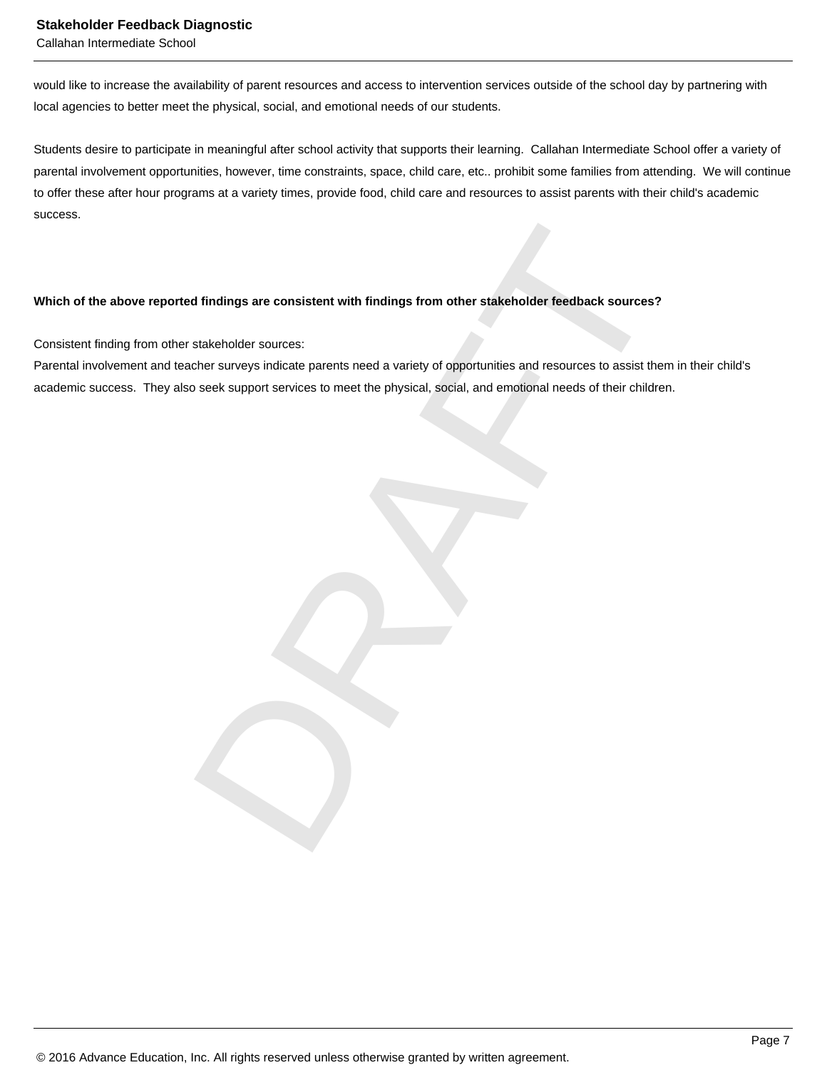would like to increase the availability of parent resources and access to intervention services outside of the school day by partnering with local agencies to better meet the physical, social, and emotional needs of our students.

Students desire to participate in meaningful after school activity that supports their learning.  Callahan Intermediate School offer a variety of parental involvement opportunities, however, time constraints, space, child care, etc.. prohibit some families from attending.  We will continue to offer these after hour programs at a variety times, provide food, child care and resources to assist parents with their child's academic success.

**Which of the above reported findings are consistent with findings from other stakeholder feedback sources?**

Consistent finding from other stakeholder sources:
Parental involvement and teacher surveys indicate parents need a variety of opportunities and resources to assist them in their child's academic success.  They also seek support services to meet the physical, social, and emotional needs of their children.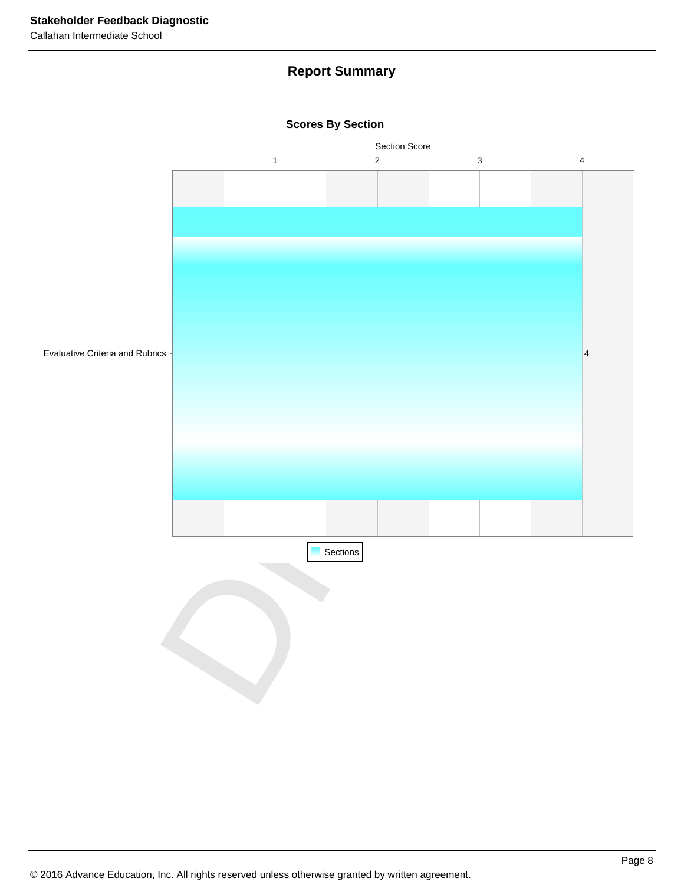## Report Summary

### Scores By Section

Section Score

1
2
3
4

Evaluative Criteria and Rubrics

4

Sections